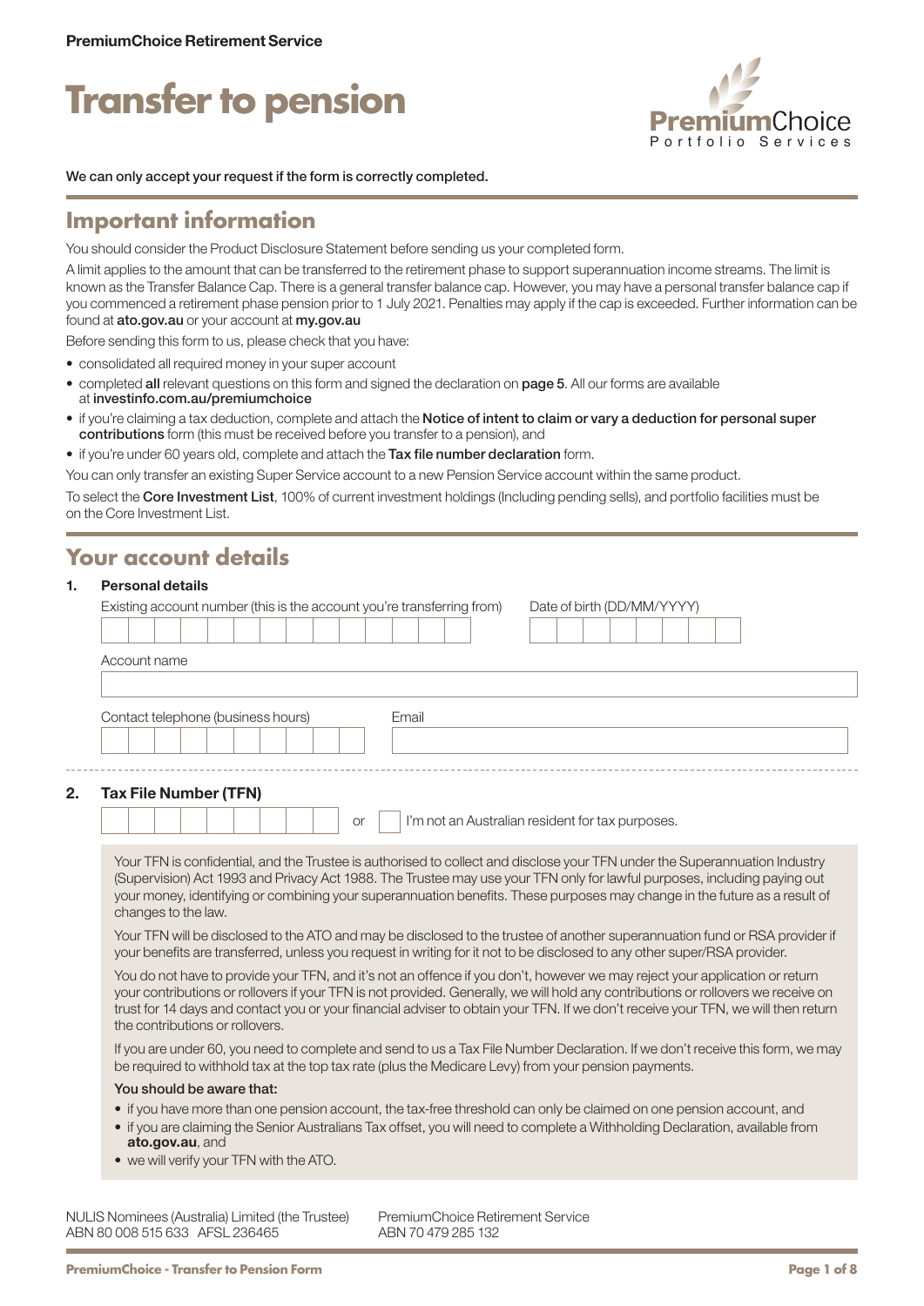PremiumChoice Retirement Service

# Transfer to pension

We can only accept your request if the form is correctly completed.

## Important information

You should consider the Product Disclosure Statement before sending us your completed form.

A limit applies to the amount that can be transferred to the retirement phase to support superannuation income streams. The limit is known as the Transfer Balance Cap. There is a general transfer balance cap. However, you may have a personal transfer balance cap if you commenced a retirement phase pension prior to 1 July 2021. Penalties may apply if the cap is exceeded. Further information can be found at **ato.gov.au** or your account at **my.gov.au**

Before sending this form to us, please check that you have:

- consolidated all required money in your super account
- completed **all** relevant questions on this form and signed the declaration on **page 5**. All our forms are available at **investinfo.com.au/premiumchoice**
- if you're claiming a tax deduction, complete and attach the **Notice of intent to claim or vary a deduction for personal super contributions** form (this must be received before you transfer to a pension), and
- if you're under 60 years old, complete and attach the **Tax file number declaration** form.

You can only transfer an existing Super Service account to a new Pension Service account within the same product.

To select the **Core Investment List**, 100% of current investment holdings (Including pending sells), and portfolio facilities must be on the Core Investment List.

## Your account details

**1. Personal details**

Existing account number (this is the account you're transferring from)

Date of birth (DD/MM/YYYY)

Account name

Contact telephone (business hours)

Email

**2. Tax File Number (TFN)**

or ☐ I'm not an Australian resident for tax purposes.

Your TFN is confidential, and the Trustee is authorised to collect and disclose your TFN under the Superannuation Industry (Supervision) Act 1993 and Privacy Act 1988. The Trustee may use your TFN only for lawful purposes, including paying out your money, identifying or combining your superannuation benefits. These purposes may change in the future as a result of changes to the law.

Your TFN will be disclosed to the ATO and may be disclosed to the trustee of another superannuation fund or RSA provider if your benefits are transferred, unless you request in writing for it not to be disclosed to any other super/RSA provider.

You do not have to provide your TFN, and it's not an offence if you don't, however we may reject your application or return your contributions or rollovers if your TFN is not provided. Generally, we will hold any contributions or rollovers we receive on trust for 14 days and contact you or your financial adviser to obtain your TFN. If we don't receive your TFN, we will then return the contributions or rollovers.

If you are under 60, you need to complete and send to us a Tax File Number Declaration. If we don't receive this form, we may be required to withhold tax at the top tax rate (plus the Medicare Levy) from your pension payments.

**You should be aware that:**

- if you have more than one pension account, the tax-free threshold can only be claimed on one pension account, and
- if you are claiming the Senior Australians Tax offset, you will need to complete a Withholding Declaration, available from **ato.gov.au**, and
- we will verify your TFN with the ATO.

NULIS Nominees (Australia) Limited (the Trustee)
ABN 80 008 515 633 AFSL 236465

PremiumChoice Retirement Service
ABN 70 479 285 132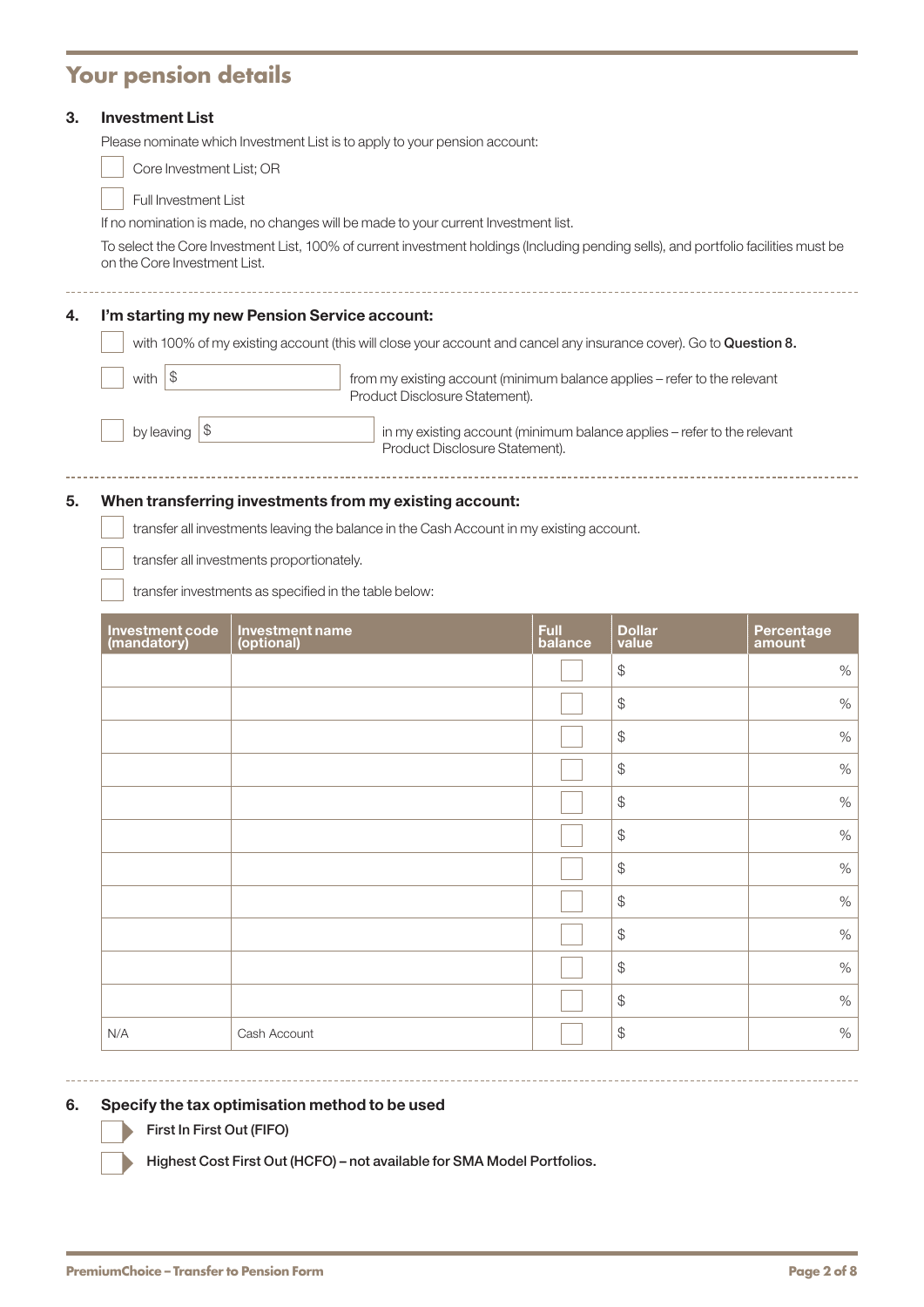## Your pension details

### 3. Investment List

Please nominate which Investment List is to apply to your pension account:

- ☐ Core Investment List; OR
- ☐ Full Investment List

If no nomination is made, no changes will be made to your current Investment list.

To select the Core Investment List, 100% of current investment holdings (Including pending sells), and portfolio facilities must be on the Core Investment List.

### 4. I'm starting my new Pension Service account:

- ☐ with 100% of my existing account (this will close your account and cancel any insurance cover). Go to **Question 8.**
- ☐ with $ ______________ from my existing account (minimum balance applies – refer to the relevant Product Disclosure Statement).
- ☐ by leaving $ ______________ in my existing account (minimum balance applies – refer to the relevant Product Disclosure Statement).

### 5. When transferring investments from my existing account:

- ☐ transfer all investments leaving the balance in the Cash Account in my existing account.
- ☐ transfer all investments proportionately.
- ☐ transfer investments as specified in the table below:

| Investment code (mandatory) | Investment name (optional) | Full balance | Dollar value | Percentage amount |
|---|---|---|---|---|
| | | ☐ | $ | % |
| | | ☐ | $ | % |
| | | ☐ | $ | % |
| | | ☐ | $ | % |
| | | ☐ | $ | % |
| | | ☐ | $ | % |
| | | ☐ | $ | % |
| | | ☐ | $ | % |
| | | ☐ | $ | % |
| | | ☐ | $ | % |
| | | ☐ | $ | % |
| N/A | Cash Account | ☐ | $ | % |

### 6. Specify the tax optimisation method to be used

- ☐ **First In First Out (FIFO)**
- ☐ **Highest Cost First Out (HCFO) – not available for SMA Model Portfolios.**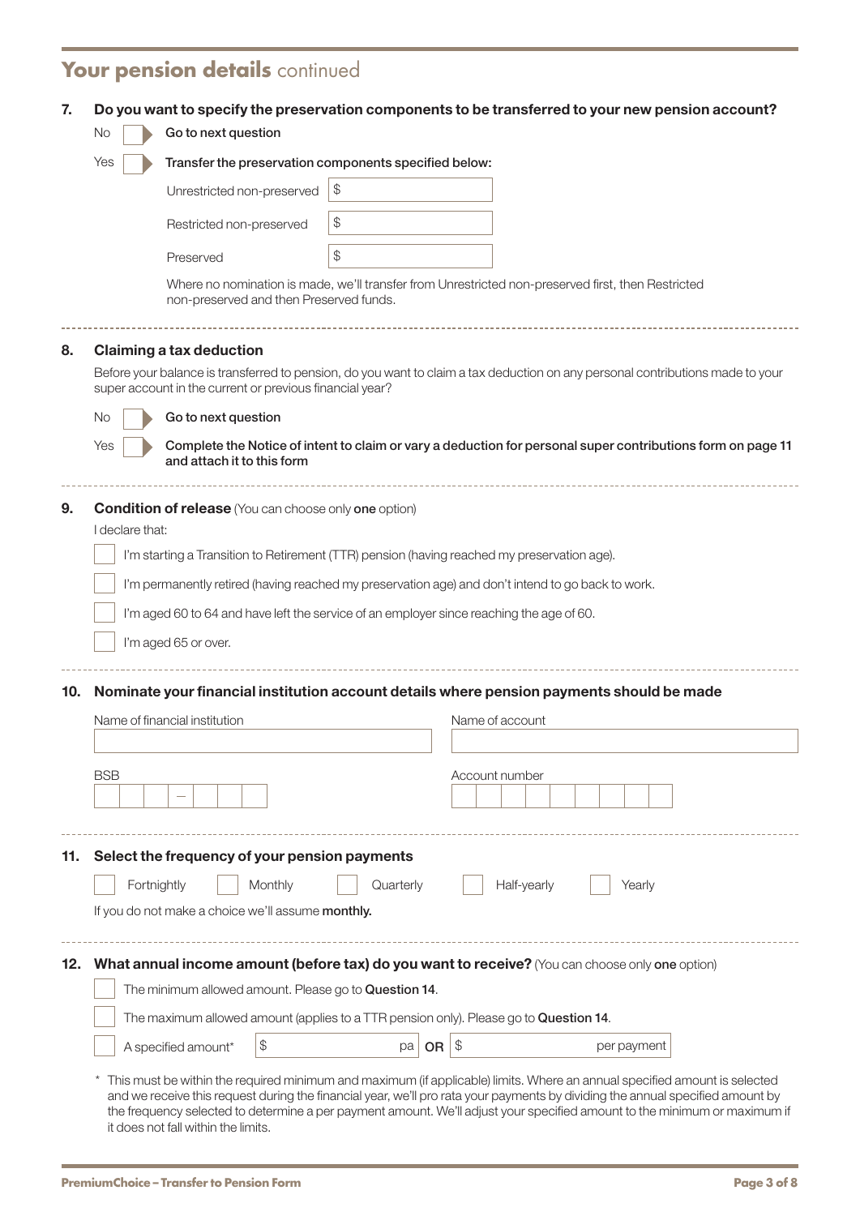## Your pension details continued

**7. Do you want to specify the preservation components to be transferred to your new pension account?**

No ☐ **Go to next question**

Yes ☐ **Transfer the preservation components specified below:**

Unrestricted non-preserved $

Restricted non-preserved $

Preserved $

Where no nomination is made, we'll transfer from Unrestricted non-preserved first, then Restricted non-preserved and then Preserved funds.

**8. Claiming a tax deduction**

Before your balance is transferred to pension, do you want to claim a tax deduction on any personal contributions made to your super account in the current or previous financial year?

No ☐ **Go to next question**

Yes ☐ **Complete the Notice of intent to claim or vary a deduction for personal super contributions form on page 11 and attach it to this form**

**9. Condition of release** (You can choose only **one** option)

I declare that:

☐ I'm starting a Transition to Retirement (TTR) pension (having reached my preservation age).

☐ I'm permanently retired (having reached my preservation age) and don't intend to go back to work.

☐ I'm aged 60 to 64 and have left the service of an employer since reaching the age of 60.

☐ I'm aged 65 or over.

**10. Nominate your financial institution account details where pension payments should be made**

Name of financial institution

Name of account

BSB

Account number

**11. Select the frequency of your pension payments**

☐ Fortnightly ☐ Monthly ☐ Quarterly ☐ Half-yearly ☐ Yearly

If you do not make a choice we'll assume **monthly.**

**12. What annual income amount (before tax) do you want to receive?** (You can choose only **one** option)

☐ The minimum allowed amount. Please go to **Question 14**.

☐ The maximum allowed amount (applies to a TTR pension only). Please go to **Question 14**.

☐ A specified amount* $ pa **OR** $ per payment

\* This must be within the required minimum and maximum (if applicable) limits. Where an annual specified amount is selected and we receive this request during the financial year, we'll pro rata your payments by dividing the annual specified amount by the frequency selected to determine a per payment amount. We'll adjust your specified amount to the minimum or maximum if it does not fall within the limits.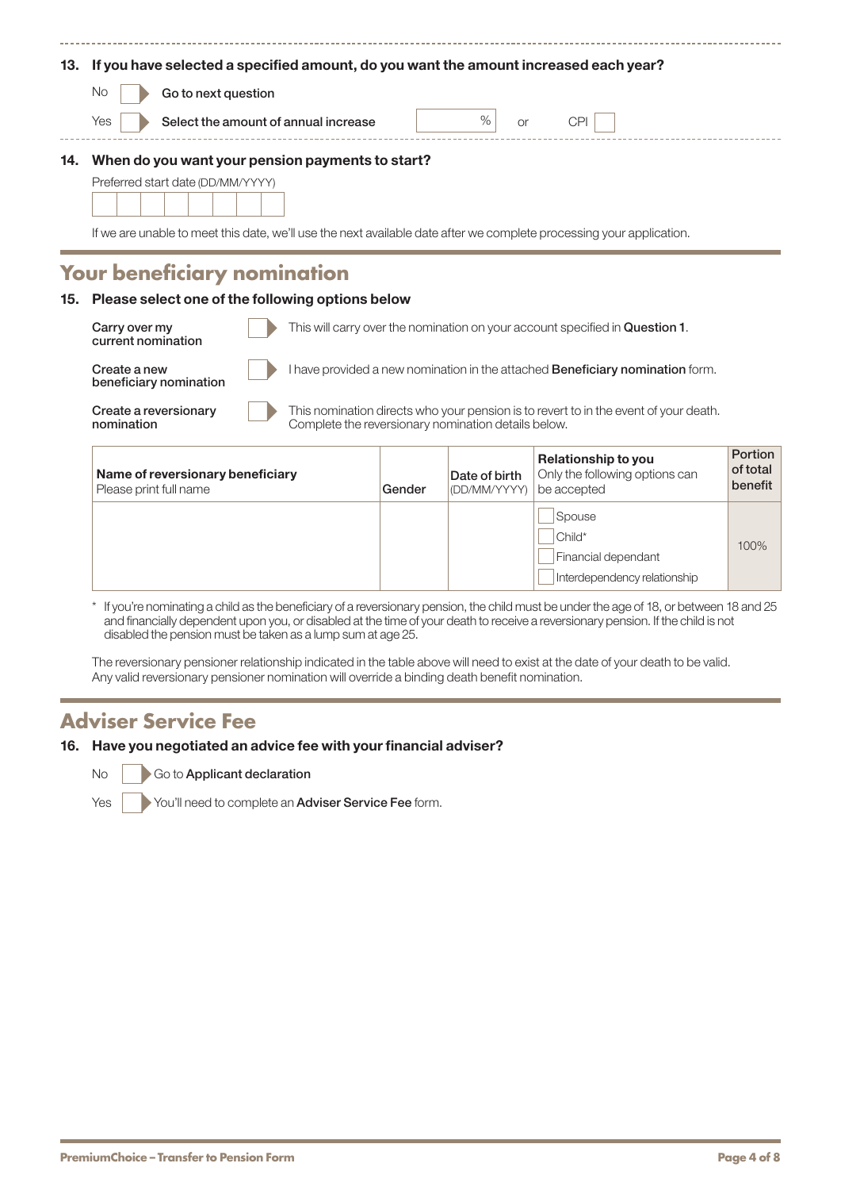**13. If you have selected a specified amount, do you want the amount increased each year?**

No ☐ Go to next question

Yes ☐ Select the amount of annual increase ____ % or CPI ☐

**14. When do you want your pension payments to start?**

Preferred start date (DD/MM/YYYY)

☐☐☐☐☐☐☐☐

If we are unable to meet this date, we'll use the next available date after we complete processing your application.

## Your beneficiary nomination

**15. Please select one of the following options below**

**Carry over my current nomination** ☐ This will carry over the nomination on your account specified in **Question 1**.

**Create a new beneficiary nomination** ☐ I have provided a new nomination in the attached **Beneficiary nomination** form.

**Create a reversionary nomination** ☐ This nomination directs who your pension is to revert to in the event of your death. Complete the reversionary nomination details below.

| **Name of reversionary beneficiary** Please print full name | **Gender** | **Date of birth** (DD/MM/YYYY) | **Relationship to you** Only the following options can be accepted | **Portion of total benefit** |
|---|---|---|---|---|
| | | | ☐ Spouse<br>☐ Child*<br>☐ Financial dependant<br>☐ Interdependency relationship | 100% |

\* If you're nominating a child as the beneficiary of a reversionary pension, the child must be under the age of 18, or between 18 and 25 and financially dependent upon you, or disabled at the time of your death to receive a reversionary pension. If the child is not disabled the pension must be taken as a lump sum at age 25.

The reversionary pensioner relationship indicated in the table above will need to exist at the date of your death to be valid. Any valid reversionary pensioner nomination will override a binding death benefit nomination.

## Adviser Service Fee

**16. Have you negotiated an advice fee with your financial adviser?**

No ☐ Go to **Applicant declaration**

Yes ☐ You'll need to complete an **Adviser Service Fee** form.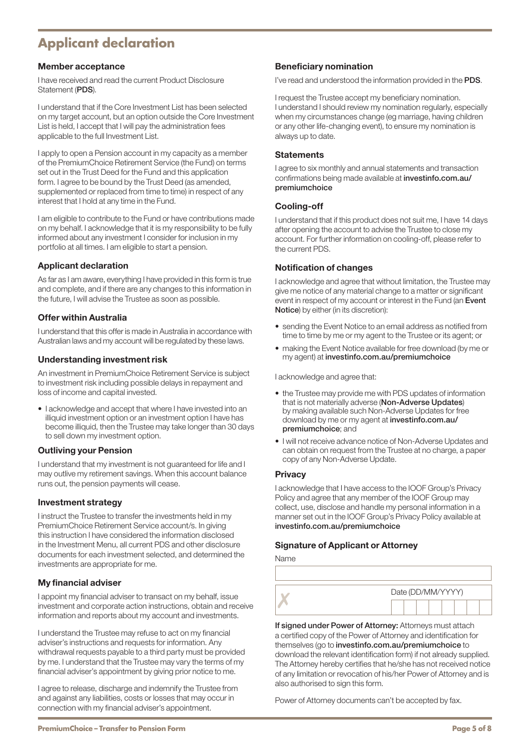# Applicant declaration

### Member acceptance

I have received and read the current Product Disclosure Statement (**PDS**).

I understand that if the Core Investment List has been selected on my target account, but an option outside the Core Investment List is held, I accept that I will pay the administration fees applicable to the full Investment List.

I apply to open a Pension account in my capacity as a member of the PremiumChoice Retirement Service (the Fund) on terms set out in the Trust Deed for the Fund and this application form. I agree to be bound by the Trust Deed (as amended, supplemented or replaced from time to time) in respect of any interest that I hold at any time in the Fund.

I am eligible to contribute to the Fund or have contributions made on my behalf. I acknowledge that it is my responsibility to be fully informed about any investment I consider for inclusion in my portfolio at all times. I am eligible to start a pension.

### Applicant declaration

As far as I am aware, everything I have provided in this form is true and complete, and if there are any changes to this information in the future, I will advise the Trustee as soon as possible.

### Offer within Australia

I understand that this offer is made in Australia in accordance with Australian laws and my account will be regulated by these laws.

### Understanding investment risk

An investment in PremiumChoice Retirement Service is subject to investment risk including possible delays in repayment and loss of income and capital invested.

- I acknowledge and accept that where I have invested into an illiquid investment option or an investment option I have has become illiquid, then the Trustee may take longer than 30 days to sell down my investment option.

### Outliving your Pension

I understand that my investment is not guaranteed for life and I may outlive my retirement savings. When this account balance runs out, the pension payments will cease.

### Investment strategy

I instruct the Trustee to transfer the investments held in my PremiumChoice Retirement Service account/s. In giving this instruction I have considered the information disclosed in the Investment Menu, all current PDS and other disclosure documents for each investment selected, and determined the investments are appropriate for me.

### My financial adviser

I appoint my financial adviser to transact on my behalf, issue investment and corporate action instructions, obtain and receive information and reports about my account and investments.

I understand the Trustee may refuse to act on my financial adviser's instructions and requests for information. Any withdrawal requests payable to a third party must be provided by me. I understand that the Trustee may vary the terms of my financial adviser's appointment by giving prior notice to me.

I agree to release, discharge and indemnify the Trustee from and against any liabilities, costs or losses that may occur in connection with my financial adviser's appointment.

### Beneficiary nomination

I've read and understood the information provided in the **PDS**.

I request the Trustee accept my beneficiary nomination. I understand I should review my nomination regularly, especially when my circumstances change (eg marriage, having children or any other life-changing event), to ensure my nomination is always up to date.

### Statements

I agree to six monthly and annual statements and transaction confirmations being made available at **investinfo.com.au/premiumchoice**

### Cooling-off

I understand that if this product does not suit me, I have 14 days after opening the account to advise the Trustee to close my account. For further information on cooling-off, please refer to the current PDS.

### Notification of changes

I acknowledge and agree that without limitation, the Trustee may give me notice of any material change to a matter or significant event in respect of my account or interest in the Fund (an **Event Notice**) by either (in its discretion):

- sending the Event Notice to an email address as notified from time to time by me or my agent to the Trustee or its agent; or
- making the Event Notice available for free download (by me or my agent) at **investinfo.com.au/premiumchoice**

I acknowledge and agree that:

- the Trustee may provide me with PDS updates of information that is not materially adverse (**Non-Adverse Updates**) by making available such Non-Adverse Updates for free download by me or my agent at **investinfo.com.au/premiumchoice**; and
- I will not receive advance notice of Non-Adverse Updates and can obtain on request from the Trustee at no charge, a paper copy of any Non-Adverse Update.

### Privacy

I acknowledge that I have access to the IOOF Group's Privacy Policy and agree that any member of the IOOF Group may collect, use, disclose and handle my personal information in a manner set out in the IOOF Group's Privacy Policy available at **investinfo.com.au/premiumchoice**

### Signature of Applicant or Attorney

Name

✗ Date (DD/MM/YYYY)

**If signed under Power of Attorney:** Attorneys must attach a certified copy of the Power of Attorney and identification for themselves (go to **investinfo.com.au/premiumchoice** to download the relevant identification form) if not already supplied. The Attorney hereby certifies that he/she has not received notice of any limitation or revocation of his/her Power of Attorney and is also authorised to sign this form.

Power of Attorney documents can't be accepted by fax.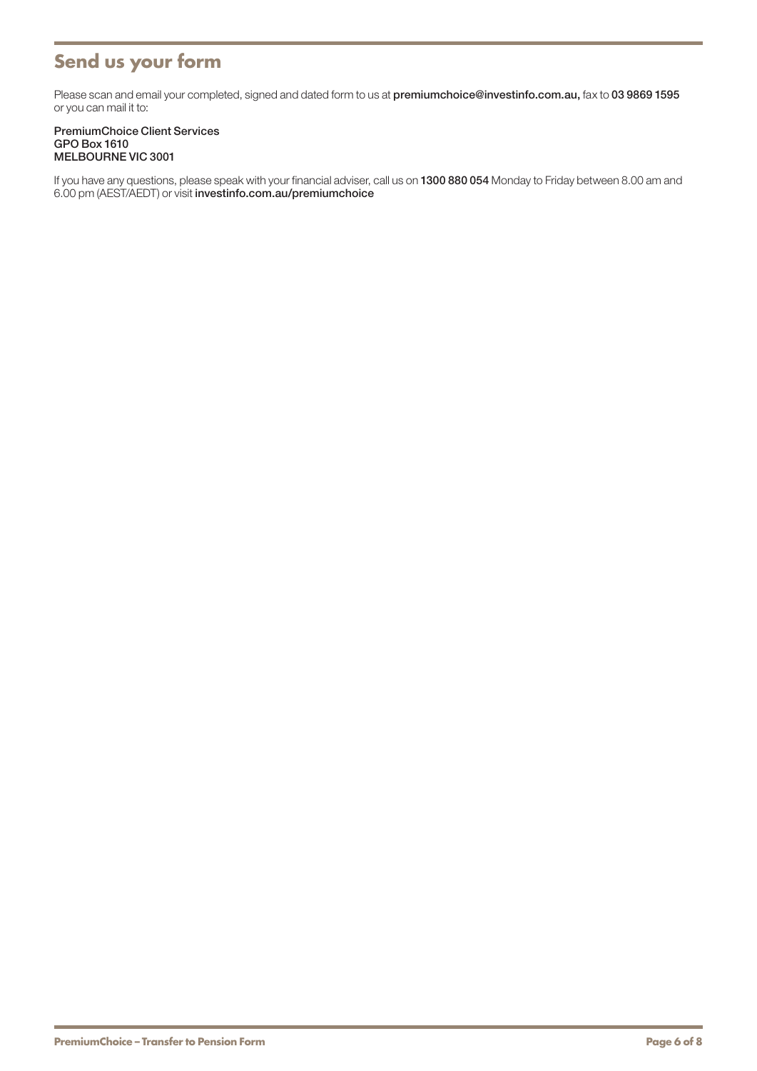## Send us your form

Please scan and email your completed, signed and dated form to us at **premiumchoice@investinfo.com.au,** fax to **03 9869 1595** or you can mail it to:

**PremiumChoice Client Services**  
**GPO Box 1610**  
**MELBOURNE VIC 3001**

If you have any questions, please speak with your financial adviser, call us on **1300 880 054** Monday to Friday between 8.00 am and 6.00 pm (AEST/AEDT) or visit **investinfo.com.au/premiumchoice**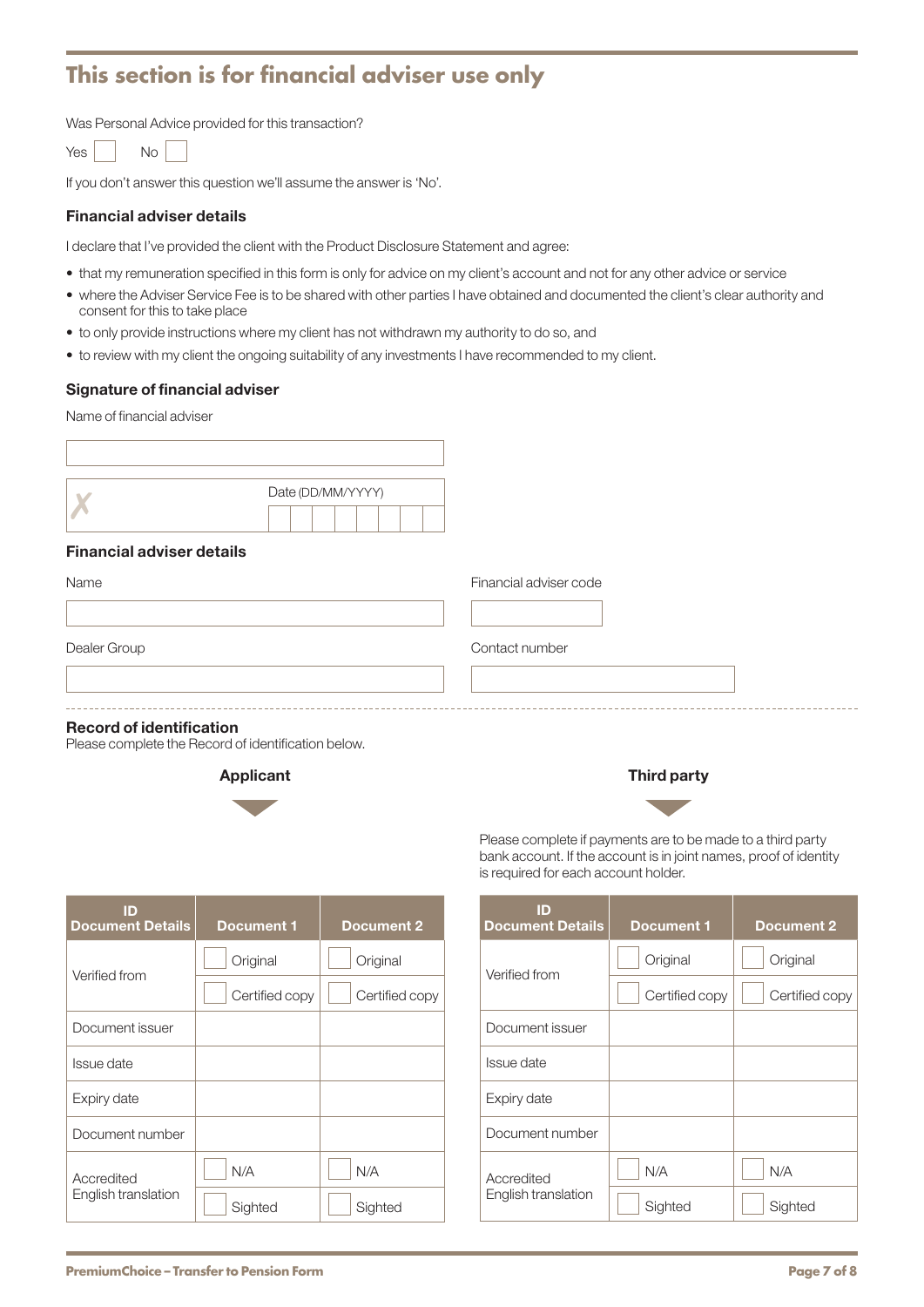## This section is for financial adviser use only

Was Personal Advice provided for this transaction?

Yes ☐ No ☐

If you don't answer this question we'll assume the answer is 'No'.

### Financial adviser details

I declare that I've provided the client with the Product Disclosure Statement and agree:

- that my remuneration specified in this form is only for advice on my client's account and not for any other advice or service
- where the Adviser Service Fee is to be shared with other parties I have obtained and documented the client's clear authority and consent for this to take place
- to only provide instructions where my client has not withdrawn my authority to do so, and
- to review with my client the ongoing suitability of any investments I have recommended to my client.

### Signature of financial adviser

Name of financial adviser

✗ Date (DD/MM/YYYY)

### Financial adviser details

Name

Financial adviser code

Dealer Group

Contact number

### Record of identification

Please complete the Record of identification below.

**Applicant**

| ID Document Details | Document 1 | Document 2 |
|---|---|---|
| Verified from | ☐ Original | ☐ Original |
| | ☐ Certified copy | ☐ Certified copy |
| Document issuer | | |
| Issue date | | |
| Expiry date | | |
| Document number | | |
| Accredited English translation | ☐ N/A | ☐ N/A |
| | ☐ Sighted | ☐ Sighted |

**Third party**

Please complete if payments are to be made to a third party bank account. If the account is in joint names, proof of identity is required for each account holder.

| ID Document Details | Document 1 | Document 2 |
|---|---|---|
| Verified from | ☐ Original | ☐ Original |
| | ☐ Certified copy | ☐ Certified copy |
| Document issuer | | |
| Issue date | | |
| Expiry date | | |
| Document number | | |
| Accredited English translation | ☐ N/A | ☐ N/A |
| | ☐ Sighted | ☐ Sighted |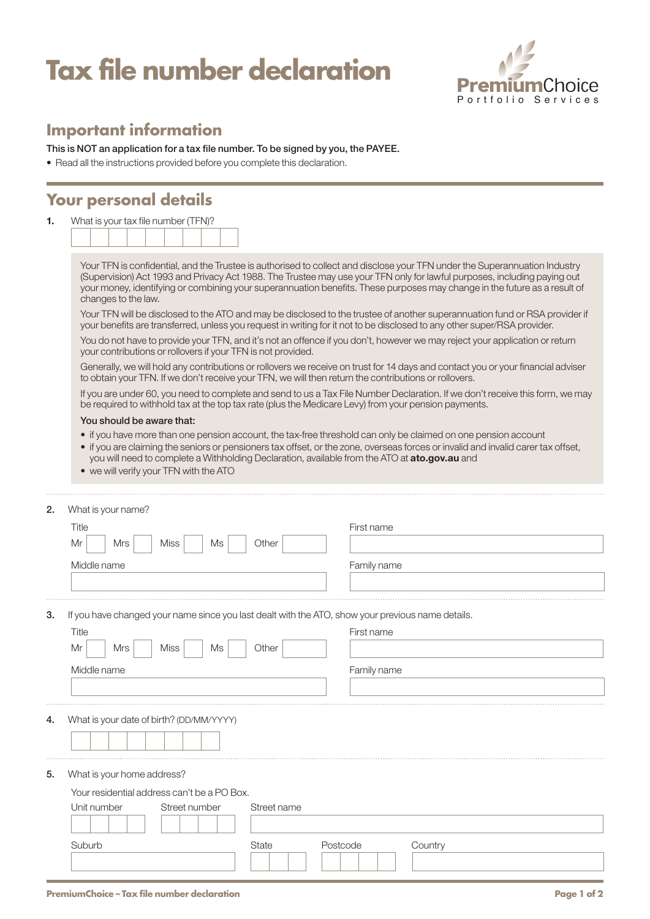# Tax file number declaration

PremiumChoice Portfolio Services

## Important information

This is NOT an application for a tax file number. To be signed by you, the PAYEE.

- Read all the instructions provided before you complete this declaration.

## Your personal details

**1.** What is your tax file number (TFN)?

Your TFN is confidential, and the Trustee is authorised to collect and disclose your TFN under the Superannuation Industry (Supervision) Act 1993 and Privacy Act 1988. The Trustee may use your TFN only for lawful purposes, including paying out your money, identifying or combining your superannuation benefits. These purposes may change in the future as a result of changes to the law.

Your TFN will be disclosed to the ATO and may be disclosed to the trustee of another superannuation fund or RSA provider if your benefits are transferred, unless you request in writing for it not to be disclosed to any other super/RSA provider.

You do not have to provide your TFN, and it's not an offence if you don't, however we may reject your application or return your contributions or rollovers if your TFN is not provided.

Generally, we will hold any contributions or rollovers we receive on trust for 14 days and contact you or your financial adviser to obtain your TFN. If we don't receive your TFN, we will then return the contributions or rollovers.

If you are under 60, you need to complete and send to us a Tax File Number Declaration. If we don't receive this form, we may be required to withhold tax at the top tax rate (plus the Medicare Levy) from your pension payments.

**You should be aware that:**

- if you have more than one pension account, the tax-free threshold can only be claimed on one pension account
- if you are claiming the seniors or pensioners tax offset, or the zone, overseas forces or invalid and invalid carer tax offset, you will need to complete a Withholding Declaration, available from the ATO at **ato.gov.au** and
- we will verify your TFN with the ATO

**2.** What is your name?

Title: Mr ☐ Mrs ☐ Miss ☐ Ms ☐ Other ______

First name

Middle name

Family name

**3.** If you have changed your name since you last dealt with the ATO, show your previous name details.

Title: Mr ☐ Mrs ☐ Miss ☐ Ms ☐ Other ______

First name

Middle name

Family name

**4.** What is your date of birth? (DD/MM/YYYY)

**5.** What is your home address?

Your residential address can't be a PO Box.

Unit number

Street number

Street name

Suburb

State

Postcode

Country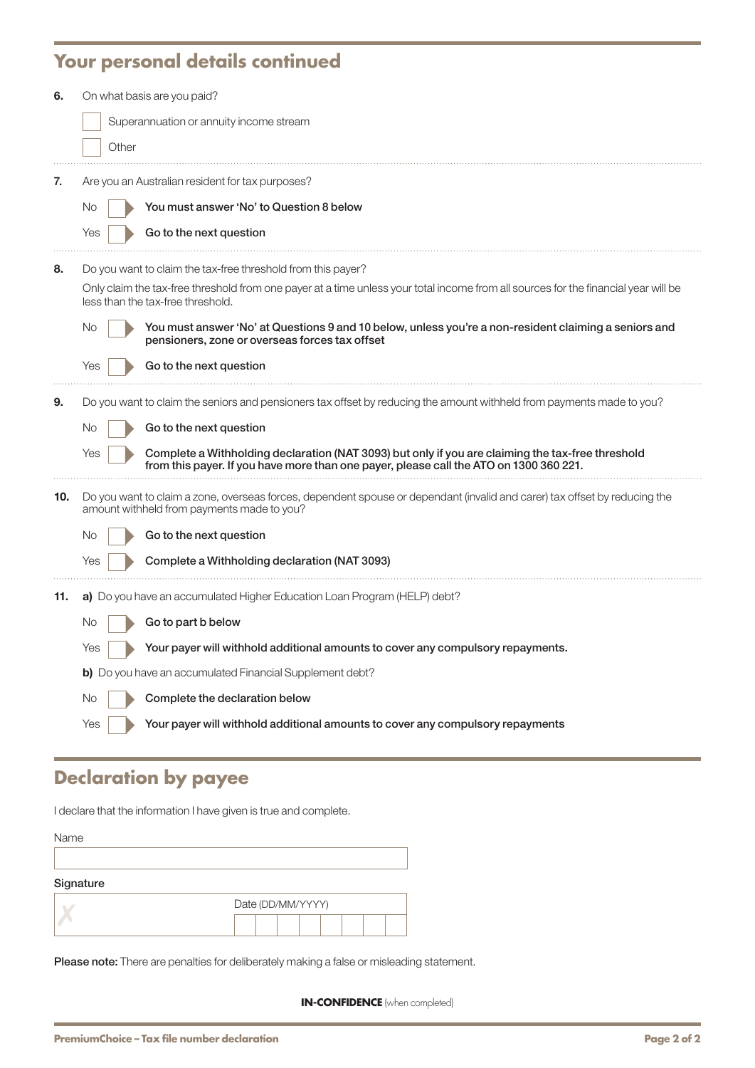## Your personal details continued

**6.** On what basis are you paid?

☐ Superannuation or annuity income stream

☐ Other

**7.** Are you an Australian resident for tax purposes?

No ☐ **You must answer 'No' to Question 8 below**

Yes ☐ **Go to the next question**

**8.** Do you want to claim the tax-free threshold from this payer?

Only claim the tax-free threshold from one payer at a time unless your total income from all sources for the financial year will be less than the tax-free threshold.

No ☐ **You must answer 'No' at Questions 9 and 10 below, unless you're a non-resident claiming a seniors and pensioners, zone or overseas forces tax offset**

Yes ☐ **Go to the next question**

**9.** Do you want to claim the seniors and pensioners tax offset by reducing the amount withheld from payments made to you?

No ☐ **Go to the next question**

Yes ☐ **Complete a Withholding declaration (NAT 3093) but only if you are claiming the tax-free threshold from this payer. If you have more than one payer, please call the ATO on 1300 360 221.**

**10.** Do you want to claim a zone, overseas forces, dependent spouse or dependant (invalid and carer) tax offset by reducing the amount withheld from payments made to you?

No ☐ **Go to the next question**

Yes ☐ **Complete a Withholding declaration (NAT 3093)**

**11.** **a)** Do you have an accumulated Higher Education Loan Program (HELP) debt?

No ☐ **Go to part b below**

Yes ☐ **Your payer will withhold additional amounts to cover any compulsory repayments.**

**b)** Do you have an accumulated Financial Supplement debt?

No ☐ **Complete the declaration below**

Yes ☐ **Your payer will withhold additional amounts to cover any compulsory repayments**

## Declaration by payee

I declare that the information I have given is true and complete.

Name

Signature

Date (DD/MM/YYYY)

**Please note:** There are penalties for deliberately making a false or misleading statement.

**IN-CONFIDENCE** (when completed)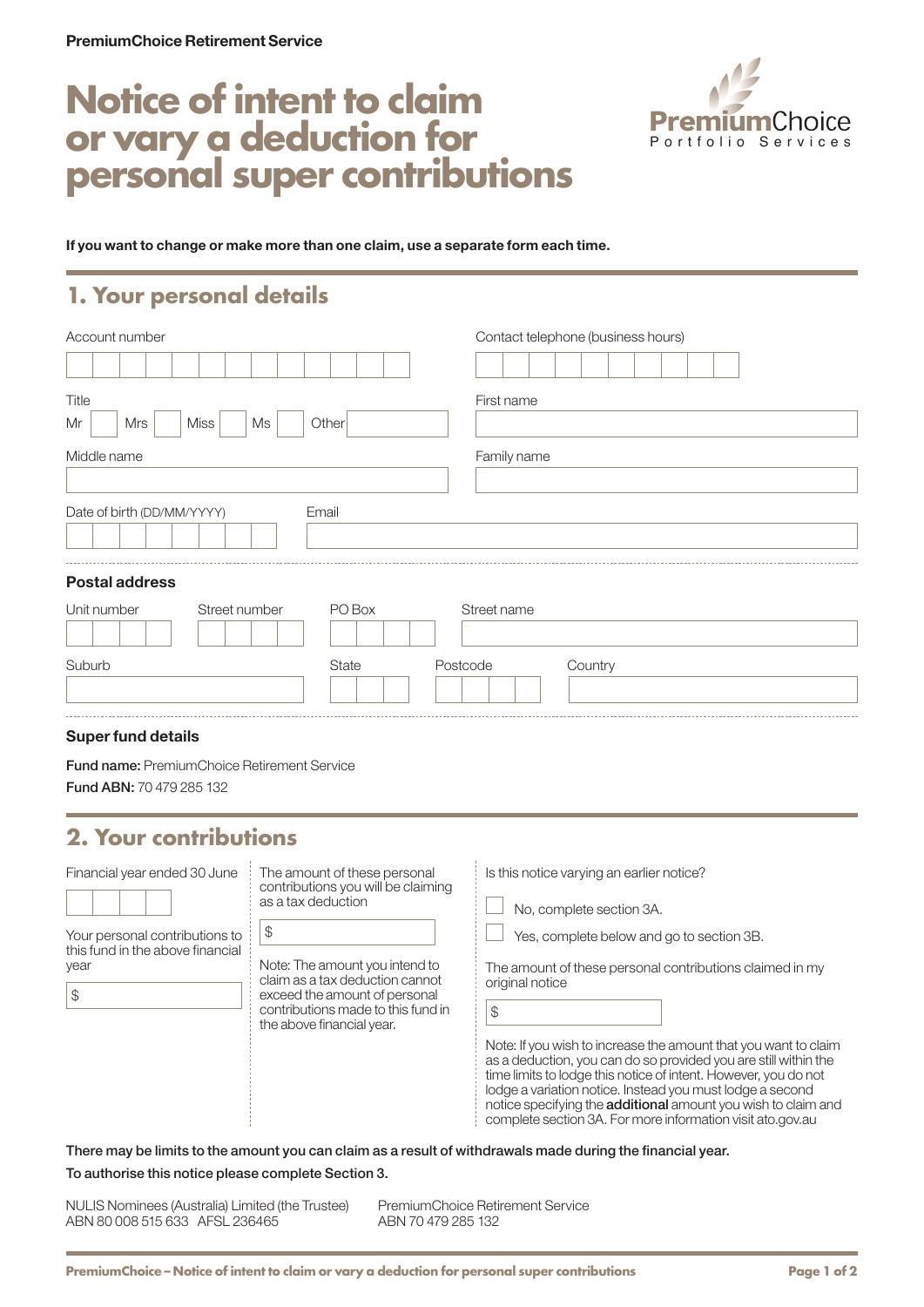PremiumChoice Retirement Service

# Notice of intent to claim or vary a deduction for personal super contributions

**If you want to change or make more than one claim, use a separate form each time.**

## 1. Your personal details

Account number

Contact telephone (business hours)

Title

Mr ☐ Mrs ☐ Miss ☐ Ms ☐ Other ______

First name

Middle name

Family name

Date of birth (DD/MM/YYYY)

Email

### Postal address

Unit number

Street number

PO Box

Street name

Suburb

State

Postcode

Country

### Super fund details

**Fund name:** PremiumChoice Retirement Service

**Fund ABN:** 70 479 285 132

## 2. Your contributions

Financial year ended 30 June

Your personal contributions to this fund in the above financial year

$

The amount of these personal contributions you will be claiming as a tax deduction

$

Note: The amount you intend to claim as a tax deduction cannot exceed the amount of personal contributions made to this fund in the above financial year.

Is this notice varying an earlier notice?

☐ No, complete section 3A.

☐ Yes, complete below and go to section 3B.

The amount of these personal contributions claimed in my original notice

$

Note: If you wish to increase the amount that you want to claim as a deduction, you can do so provided you are still within the time limits to lodge this notice of intent. However, you do not lodge a variation notice. Instead you must lodge a second notice specifying the **additional** amount you wish to claim and complete section 3A. For more information visit ato.gov.au

There may be limits to the amount you can claim as a result of withdrawals made during the financial year.

To authorise this notice please complete Section 3.

NULIS Nominees (Australia) Limited (the Trustee)
ABN 80 008 515 633 AFSL 236465

PremiumChoice Retirement Service
ABN 70 479 285 132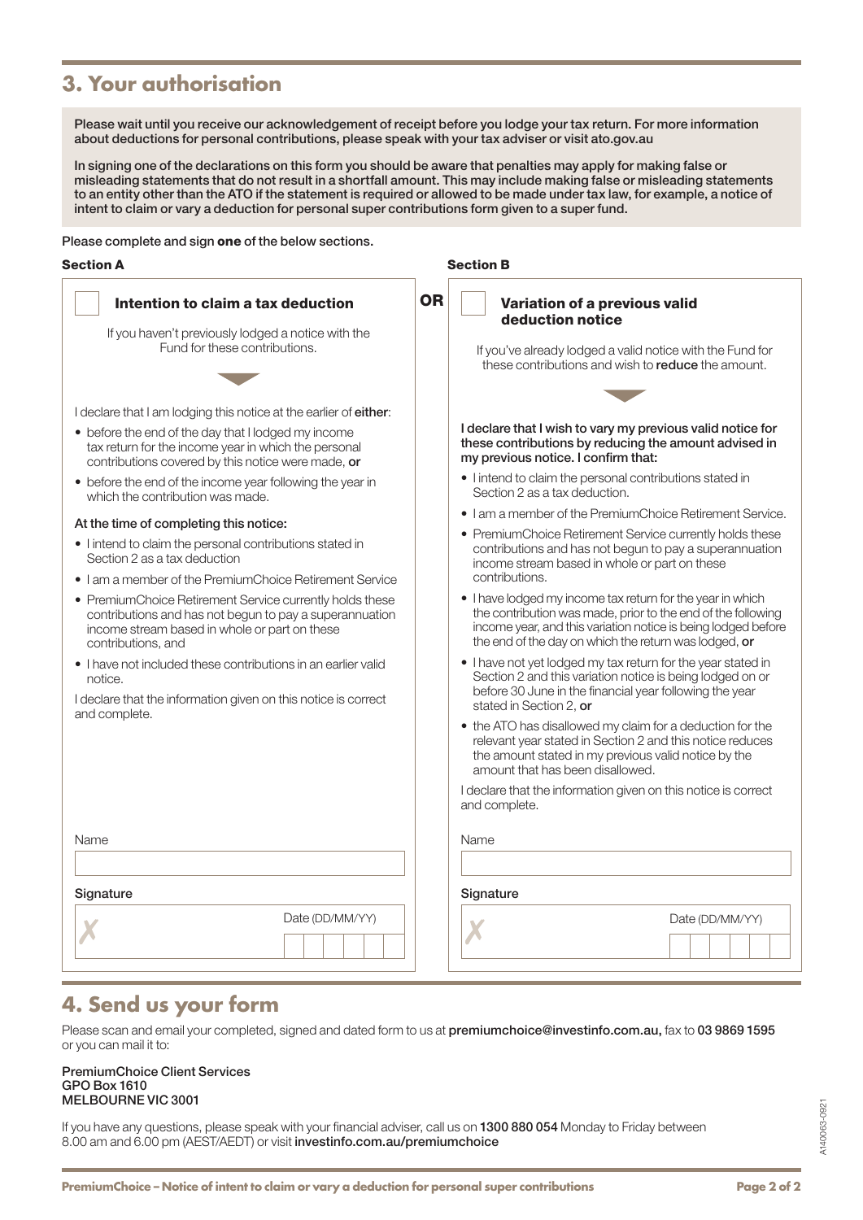## 3. Your authorisation

Please wait until you receive our acknowledgement of receipt before you lodge your tax return. For more information about deductions for personal contributions, please speak with your tax adviser or visit ato.gov.au

In signing one of the declarations on this form you should be aware that penalties may apply for making false or misleading statements that do not result in a shortfall amount. This may include making false or misleading statements to an entity other than the ATO if the statement is required or allowed to be made under tax law, for example, a notice of intent to claim or vary a deduction for personal super contributions form given to a super fund.

Please complete and sign **one** of the below sections.

### Section A

☐ **Intention to claim a tax deduction**

If you haven't previously lodged a notice with the Fund for these contributions.

I declare that I am lodging this notice at the earlier of **either**:

- before the end of the day that I lodged my income tax return for the income year in which the personal contributions covered by this notice were made, **or**
- before the end of the income year following the year in which the contribution was made.

At the time of completing this notice:

- I intend to claim the personal contributions stated in Section 2 as a tax deduction
- I am a member of the PremiumChoice Retirement Service
- PremiumChoice Retirement Service currently holds these contributions and has not begun to pay a superannuation income stream based in whole or part on these contributions, and
- I have not included these contributions in an earlier valid notice.

I declare that the information given on this notice is correct and complete.

Name

Signature

✗

Date (DD/MM/YY)

**OR**

### Section B

☐ **Variation of a previous valid deduction notice**

If you've already lodged a valid notice with the Fund for these contributions and wish to **reduce** the amount.

**I declare that I wish to vary my previous valid notice for these contributions by reducing the amount advised in my previous notice. I confirm that:**

- I intend to claim the personal contributions stated in Section 2 as a tax deduction.
- I am a member of the PremiumChoice Retirement Service.
- PremiumChoice Retirement Service currently holds these contributions and has not begun to pay a superannuation income stream based in whole or part on these contributions.
- I have lodged my income tax return for the year in which the contribution was made, prior to the end of the following income year, and this variation notice is being lodged before the end of the day on which the return was lodged, **or**
- I have not yet lodged my tax return for the year stated in Section 2 and this variation notice is being lodged on or before 30 June in the financial year following the year stated in Section 2, **or**
- the ATO has disallowed my claim for a deduction for the relevant year stated in Section 2 and this notice reduces the amount stated in my previous valid notice by the amount that has been disallowed.

I declare that the information given on this notice is correct and complete.

Name

Signature

✗

Date (DD/MM/YY)

## 4. Send us your form

Please scan and email your completed, signed and dated form to us at **premiumchoice@investinfo.com.au,** fax to **03 9869 1595** or you can mail it to:

**PremiumChoice Client Services**
**GPO Box 1610**
**MELBOURNE VIC 3001**

If you have any questions, please speak with your financial adviser, call us on **1300 880 054** Monday to Friday between 8.00 am and 6.00 pm (AEST/AEDT) or visit **investinfo.com.au/premiumchoice**

A140063-0921